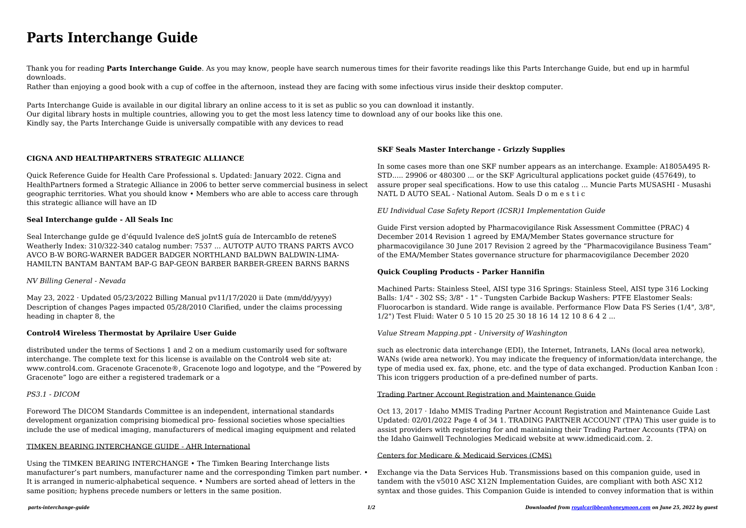# Parts Interchange Guide

Thank you for reading **Parts Interchange Guide**. As you may know, people have search numerous times for their favorite readings like this Parts Interchange Guide, but end up in harmful downloads.

Rather than enjoying a good book with a cup of coffee in the afternoon, instead they are facing with some infectious virus inside their desktop computer.

Parts Interchange Guide is available in our digital library an online access to it is set as public so you can download it instantly.
Our digital library hosts in multiple countries, allowing you to get the most less latency time to download any of our books like this one.
Kindly say, the Parts Interchange Guide is universally compatible with any devices to read

### CIGNA AND HEALTHPARTNERS STRATEGIC ALLIANCE

Quick Reference Guide for Health Care Professional s. Updated: January 2022. Cigna and HealthPartners formed a Strategic Alliance in 2006 to better serve commercial business in select geographic territories. What you should know • Members who are able to access care through this strategic alliance will have an ID

### Seal Interchange guIde - All Seals Inc

Seal Interchange guIde ge d'équuId Ivalence deS joIntS guía de IntercambIo de reteneS Weatherly Index: 310/322-340 catalog number: 7537 ... AUTOTP AUTO TRANS PARTS AVCO AVCO B-W BORG-WARNER BADGER BADGER NORTHLAND BALDWN BALDWIN-LIMA-HAMILTN BANTAM BANTAM BAP-G BAP-GEON BARBER BARBER-GREEN BARNS BARNS

*NV Billing General - Nevada*

May 23, 2022 · Updated 05/23/2022 Billing Manual pv11/17/2020 ii Date (mm/dd/yyyy) Description of changes Pages impacted 05/28/2010 Clarified, under the claims processing heading in chapter 8, the

### Control4 Wireless Thermostat by Aprilaire User Guide

distributed under the terms of Sections 1 and 2 on a medium customarily used for software interchange. The complete text for this license is available on the Control4 web site at: www.control4.com. Gracenote Gracenote®, Gracenote logo and logotype, and the "Powered by Gracenote" logo are either a registered trademark or a

*PS3.1 - DICOM*

Foreword The DICOM Standards Committee is an independent, international standards development organization comprising biomedical pro- fessional societies whose specialties include the use of medical imaging, manufacturers of medical imaging equipment and related

TIMKEN BEARING INTERCHANGE GUIDE - AHR International

Using the TIMKEN BEARING INTERCHANGE • The Timken Bearing Interchange lists manufacturer's part numbers, manufacturer name and the corresponding Timken part number. • It is arranged in numeric-alphabetical sequence. • Numbers are sorted ahead of letters in the same position; hyphens precede numbers or letters in the same position.

### SKF Seals Master Interchange - Grizzly Supplies

In some cases more than one SKF number appears as an interchange. Example: A1805A495 R-STD..... 29906 or 480300 ... or the SKF Agricultural applications pocket guide (457649), to assure proper seal specifications. How to use this catalog ... Muncie Parts MUSASHI - Musashi NATL D AUTO SEAL - National Autom. Seals D o m e s t i c

*EU Individual Case Safety Report (ICSR)1 Implementation Guide*

Guide First version adopted by Pharmacovigilance Risk Assessment Committee (PRAC) 4 December 2014 Revision 1 agreed by EMA/Member States governance structure for pharmacovigilance 30 June 2017 Revision 2 agreed by the "Pharmacovigilance Business Team" of the EMA/Member States governance structure for pharmacovigilance December 2020

### Quick Coupling Products - Parker Hannifin

Machined Parts: Stainless Steel, AISI type 316 Springs: Stainless Steel, AISI type 316 Locking Balls: 1/4" - 302 SS; 3/8" - 1" - Tungsten Carbide Backup Washers: PTFE Elastomer Seals: Fluorocarbon is standard. Wide range is available. Performance Flow Data FS Series (1/4", 3/8", 1/2") Test Fluid: Water 0 5 10 15 20 25 30 18 16 14 12 10 8 6 4 2 ...

*Value Stream Mapping.ppt - University of Washington*

such as electronic data interchange (EDI), the Internet, Intranets, LANs (local area network), WANs (wide area network). You may indicate the frequency of information/data interchange, the type of media used ex. fax, phone, etc. and the type of data exchanged. Production Kanban Icon : This icon triggers production of a pre-defined number of parts.

Trading Partner Account Registration and Maintenance Guide

Oct 13, 2017 · Idaho MMIS Trading Partner Account Registration and Maintenance Guide Last Updated: 02/01/2022 Page 4 of 34 1. TRADING PARTNER ACCOUNT (TPA) This user guide is to assist providers with registering for and maintaining their Trading Partner Accounts (TPA) on the Idaho Gainwell Technologies Medicaid website at www.idmedicaid.com. 2.

Centers for Medicare & Medicaid Services (CMS)

Exchange via the Data Services Hub. Transmissions based on this companion guide, used in tandem with the v5010 ASC X12N Implementation Guides, are compliant with both ASC X12 syntax and those guides. This Companion Guide is intended to convey information that is within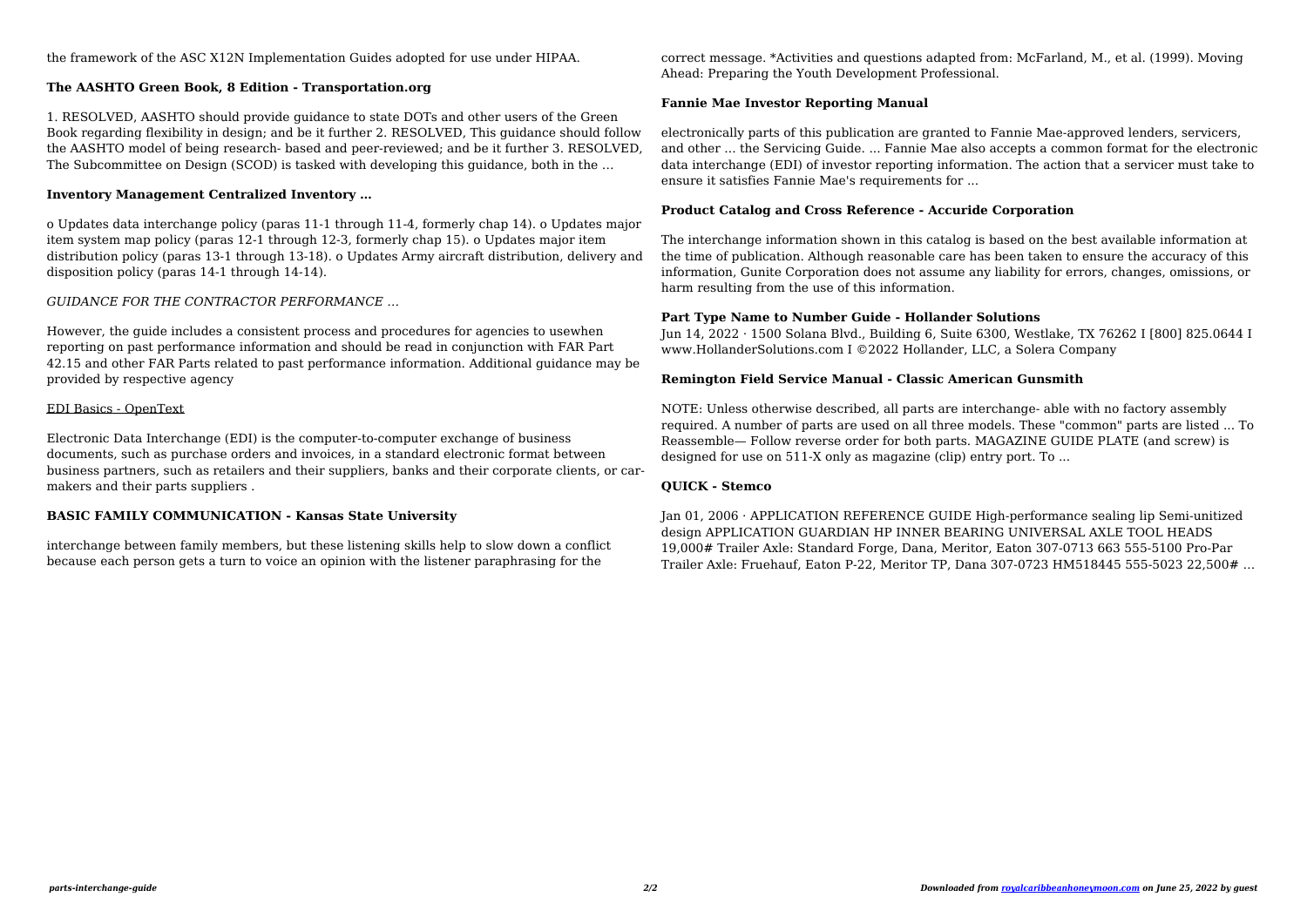the framework of the ASC X12N Implementation Guides adopted for use under HIPAA.

**The AASHTO Green Book, 8 Edition - Transportation.org**

1. RESOLVED, AASHTO should provide guidance to state DOTs and other users of the Green Book regarding flexibility in design; and be it further 2. RESOLVED, This guidance should follow the AASHTO model of being research- based and peer-reviewed; and be it further 3. RESOLVED, The Subcommittee on Design (SCOD) is tasked with developing this guidance, both in the …

**Inventory Management Centralized Inventory …**

o Updates data interchange policy (paras 11-1 through 11-4, formerly chap 14). o Updates major item system map policy (paras 12-1 through 12-3, formerly chap 15). o Updates major item distribution policy (paras 13-1 through 13-18). o Updates Army aircraft distribution, delivery and disposition policy (paras 14-1 through 14-14).

*GUIDANCE FOR THE CONTRACTOR PERFORMANCE …*

However, the guide includes a consistent process and procedures for agencies to usewhen reporting on past performance information and should be read in conjunction with FAR Part 42.15 and other FAR Parts related to past performance information. Additional guidance may be provided by respective agency

EDI Basics - OpenText

Electronic Data Interchange (EDI) is the computer-to-computer exchange of business documents, such as purchase orders and invoices, in a standard electronic format between business partners, such as retailers and their suppliers, banks and their corporate clients, or car-makers and their parts suppliers .

**BASIC FAMILY COMMUNICATION - Kansas State University**

interchange between family members, but these listening skills help to slow down a conflict because each person gets a turn to voice an opinion with the listener paraphrasing for the correct message. *Activities and questions adapted from: McFarland, M., et al. (1999). Moving Ahead: Preparing the Youth Development Professional.

**Fannie Mae Investor Reporting Manual**

electronically parts of this publication are granted to Fannie Mae-approved lenders, servicers, and other ... the Servicing Guide. ... Fannie Mae also accepts a common format for the electronic data interchange (EDI) of investor reporting information. The action that a servicer must take to ensure it satisfies Fannie Mae's requirements for ...

**Product Catalog and Cross Reference - Accuride Corporation**

The interchange information shown in this catalog is based on the best available information at the time of publication. Although reasonable care has been taken to ensure the accuracy of this information, Gunite Corporation does not assume any liability for errors, changes, omissions, or harm resulting from the use of this information.

**Part Type Name to Number Guide - Hollander Solutions**

Jun 14, 2022 · 1500 Solana Blvd., Building 6, Suite 6300, Westlake, TX 76262 I [800] 825.0644 I www.HollanderSolutions.com I ©2022 Hollander, LLC, a Solera Company

**Remington Field Service Manual - Classic American Gunsmith**

NOTE: Unless otherwise described, all parts are interchange- able with no factory assembly required. A number of parts are used on all three models. These "common" parts are listed ... To Reassemble— Follow reverse order for both parts. MAGAZINE GUIDE PLATE (and screw) is designed for use on 511-X only as magazine (clip) entry port. To ...

**QUICK - Stemco**

Jan 01, 2006 · APPLICATION REFERENCE GUIDE High-performance sealing lip Semi-unitized design APPLICATION GUARDIAN HP INNER BEARING UNIVERSAL AXLE TOOL HEADS 19,000# Trailer Axle: Standard Forge, Dana, Meritor, Eaton 307-0713 663 555-5100 Pro-Par Trailer Axle: Fruehauf, Eaton P-22, Meritor TP, Dana 307-0723 HM518445 555-5023 22,500# …